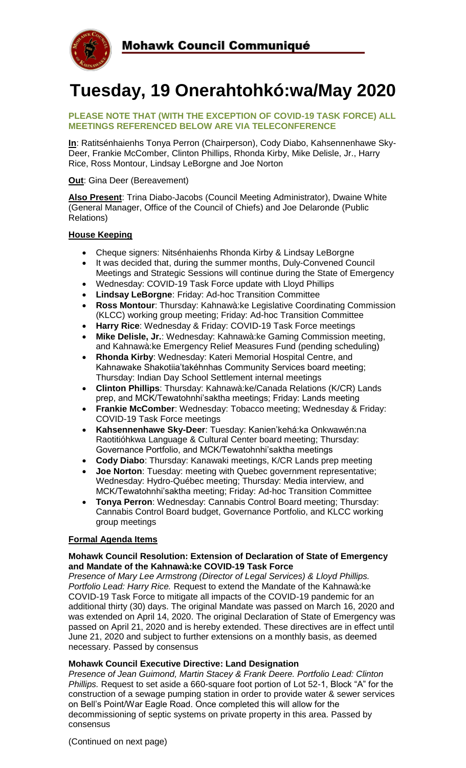## Mohawk Council Communiqué

# Tuesday, 19 Onerahtohkó:wa/May 2020

**PLEASE NOTE THAT (WITH THE EXCEPTION OF COVID-19 TASK FORCE) ALL MEETINGS REFERENCED BELOW ARE VIA TELECONFERENCE**

**In**: Ratitsénhaienhs Tonya Perron (Chairperson), Cody Diabo, Kahsennenhawe Sky-Deer, Frankie McComber, Clinton Phillips, Rhonda Kirby, Mike Delisle, Jr., Harry Rice, Ross Montour, Lindsay LeBorgne and Joe Norton

**Out**: Gina Deer (Bereavement)

**Also Present**: Trina Diabo-Jacobs (Council Meeting Administrator), Dwaine White (General Manager, Office of the Council of Chiefs) and Joe Delaronde (Public Relations)

### House Keeping

- Cheque signers: Nitsénhaienhs Rhonda Kirby & Lindsay LeBorgne
- It was decided that, during the summer months, Duly-Convened Council Meetings and Strategic Sessions will continue during the State of Emergency
- Wednesday: COVID-19 Task Force update with Lloyd Phillips
- **Lindsay LeBorgne**: Friday: Ad-hoc Transition Committee
- **Ross Montour**: Thursday: Kahnawà:ke Legislative Coordinating Commission (KLCC) working group meeting; Friday: Ad-hoc Transition Committee
- **Harry Rice**: Wednesday & Friday: COVID-19 Task Force meetings
- **Mike Delisle, Jr.**: Wednesday: Kahnawà:ke Gaming Commission meeting, and Kahnawà:ke Emergency Relief Measures Fund (pending scheduling)
- **Rhonda Kirby**: Wednesday: Kateri Memorial Hospital Centre, and Kahnawake Shakotiia'takéhnhas Community Services board meeting; Thursday: Indian Day School Settlement internal meetings
- **Clinton Phillips**: Thursday: Kahnawà:ke/Canada Relations (K/CR) Lands prep, and MCK/Tewatohnhi'saktha meetings; Friday: Lands meeting
- **Frankie McComber**: Wednesday: Tobacco meeting; Wednesday & Friday: COVID-19 Task Force meetings
- **Kahsennenhawe Sky-Deer**: Tuesday: Kanien'kehá:ka Onkwawén:na Raotitióhkwa Language & Cultural Center board meeting; Thursday: Governance Portfolio, and MCK/Tewatohnhi'saktha meetings
- **Cody Diabo**: Thursday: Kanawaki meetings, K/CR Lands prep meeting
- **Joe Norton**: Tuesday: meeting with Quebec government representative; Wednesday: Hydro-Québec meeting; Thursday: Media interview, and MCK/Tewatohnhi'saktha meeting; Friday: Ad-hoc Transition Committee
- **Tonya Perron**: Wednesday: Cannabis Control Board meeting; Thursday: Cannabis Control Board budget, Governance Portfolio, and KLCC working group meetings

### Formal Agenda Items

**Mohawk Council Resolution: Extension of Declaration of State of Emergency and Mandate of the Kahnawà:ke COVID-19 Task Force**

*Presence of Mary Lee Armstrong (Director of Legal Services) & Lloyd Phillips. Portfolio Lead: Harry Rice.* Request to extend the Mandate of the Kahnawà:ke COVID-19 Task Force to mitigate all impacts of the COVID-19 pandemic for an additional thirty (30) days. The original Mandate was passed on March 16, 2020 and was extended on April 14, 2020. The original Declaration of State of Emergency was passed on April 21, 2020 and is hereby extended. These directives are in effect until June 21, 2020 and subject to further extensions on a monthly basis, as deemed necessary. Passed by consensus

**Mohawk Council Executive Directive: Land Designation**

*Presence of Jean Guimond, Martin Stacey & Frank Deere. Portfolio Lead: Clinton Phillips.* Request to set aside a 660-square foot portion of Lot 52-1, Block "A" for the construction of a sewage pumping station in order to provide water & sewer services on Bell's Point/War Eagle Road. Once completed this will allow for the decommissioning of septic systems on private property in this area. Passed by consensus

(Continued on next page)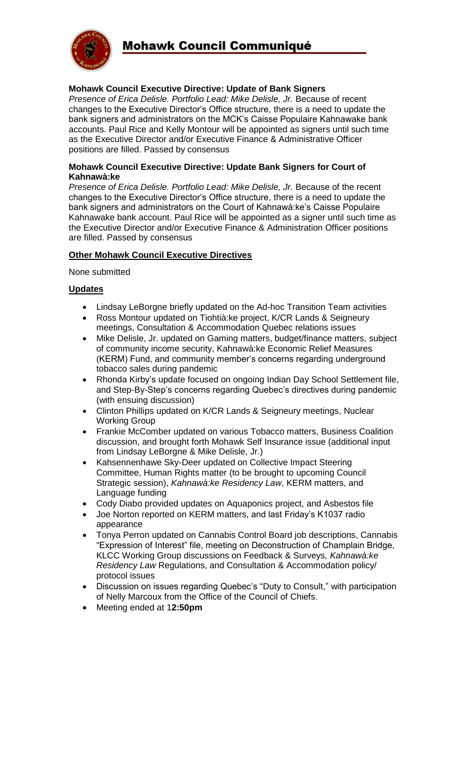**Mohawk Council Executive Directive: Update of Bank Signers**
*Presence of Erica Delisle. Portfolio Lead: Mike Delisle, Jr.* Because of recent changes to the Executive Director's Office structure, there is a need to update the bank signers and administrators on the MCK's Caisse Populaire Kahnawake bank accounts. Paul Rice and Kelly Montour will be appointed as signers until such time as the Executive Director and/or Executive Finance & Administrative Officer positions are filled. Passed by consensus

**Mohawk Council Executive Directive: Update Bank Signers for Court of Kahnawà:ke**
*Presence of Erica Delisle. Portfolio Lead: Mike Delisle, Jr.* Because of the recent changes to the Executive Director's Office structure, there is a need to update the bank signers and administrators on the Court of Kahnawà:ke's Caisse Populaire Kahnawake bank account. Paul Rice will be appointed as a signer until such time as the Executive Director and/or Executive Finance & Administration Officer positions are filled. Passed by consensus

**Other Mohawk Council Executive Directives**

None submitted

**Updates**

- Lindsay LeBorgne briefly updated on the Ad-hoc Transition Team activities
- Ross Montour updated on Tiohtià:ke project, K/CR Lands & Seigneury meetings, Consultation & Accommodation Quebec relations issues
- Mike Delisle, Jr. updated on Gaming matters, budget/finance matters, subject of community income security, Kahnawà:ke Economic Relief Measures (KERM) Fund, and community member's concerns regarding underground tobacco sales during pandemic
- Rhonda Kirby's update focused on ongoing Indian Day School Settlement file, and Step-By-Step's concerns regarding Quebec's directives during pandemic (with ensuing discussion)
- Clinton Phillips updated on K/CR Lands & Seigneury meetings, Nuclear Working Group
- Frankie McComber updated on various Tobacco matters, Business Coalition discussion, and brought forth Mohawk Self Insurance issue (additional input from Lindsay LeBorgne & Mike Delisle, Jr.)
- Kahsennenhawe Sky-Deer updated on Collective Impact Steering Committee, Human Rights matter (to be brought to upcoming Council Strategic session), *Kahnawà:ke Residency Law*, KERM matters, and Language funding
- Cody Diabo provided updates on Aquaponics project, and Asbestos file
- Joe Norton reported on KERM matters, and last Friday's K1037 radio appearance
- Tonya Perron updated on Cannabis Control Board job descriptions, Cannabis "Expression of Interest" file, meeting on Deconstruction of Champlain Bridge, KLCC Working Group discussions on Feedback & Surveys, *Kahnawà:ke Residency Law* Regulations, and Consultation & Accommodation policy/ protocol issues
- Discussion on issues regarding Quebec's "Duty to Consult," with participation of Nelly Marcoux from the Office of the Council of Chiefs.
- Meeting ended at 1**2:50pm**